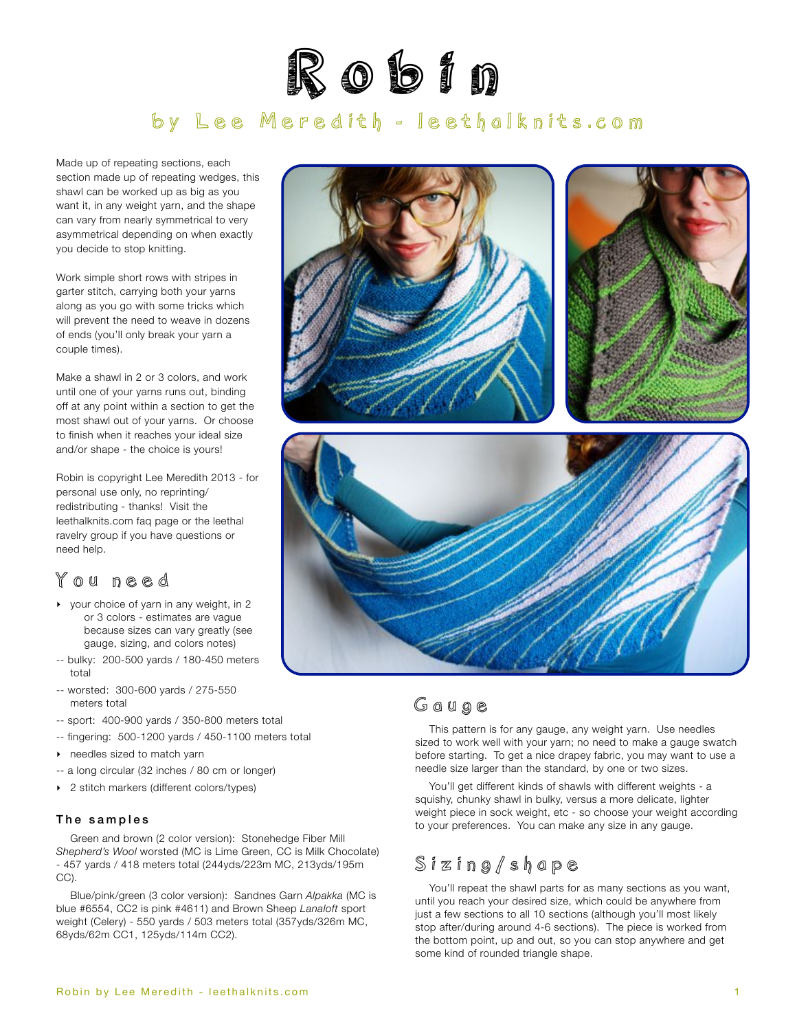# Robin

## by Lee Meredith - leethalknits.com

Made up of repeating sections, each section made up of repeating wedges, this shawl can be worked up as big as you want it, in any weight yarn, and the shape can vary from nearly symmetrical to very asymmetrical depending on when exactly you decide to stop knitting.

Work simple short rows with stripes in garter stitch, carrying both your yarns along as you go with some tricks which will prevent the need to weave in dozens of ends (you'll only break your yarn a couple times).

Make a shawl in 2 or 3 colors, and work until one of your yarns runs out, binding off at any point within a section to get the most shawl out of your yarns. Or choose to finish when it reaches your ideal size and/or shape - the choice is yours!

Robin is copyright Lee Meredith 2013 - for personal use only, no reprinting/ redistributing - thanks! Visit the leethalknits.com faq page or the leethal ravelry group if you have questions or need help.

## You need

- your choice of yarn in any weight, in 2 or 3 colors - estimates are vague because sizes can vary greatly (see gauge, sizing, and colors notes)
  - -- bulky: 200-500 yards / 180-450 meters total
  - -- worsted: 300-600 yards / 275-550 meters total
  - -- sport: 400-900 yards / 350-800 meters total
  - -- fingering: 500-1200 yards / 450-1100 meters total
- needles sized to match yarn
  - -- a long circular (32 inches / 80 cm or longer)
- 2 stitch markers (different colors/types)

### The samples

Green and brown (2 color version): Stonehedge Fiber Mill *Shepherd's Wool* worsted (MC is Lime Green, CC is Milk Chocolate) - 457 yards / 418 meters total (244yds/223m MC, 213yds/195m CC).

Blue/pink/green (3 color version): Sandnes Garn *Alpakka* (MC is blue #6554, CC2 is pink #4611) and Brown Sheep *Lanaloft* sport weight (Celery) - 550 yards / 503 meters total (357yds/326m MC, 68yds/62m CC1, 125yds/114m CC2).

## Gauge

This pattern is for any gauge, any weight yarn. Use needles sized to work well with your yarn; no need to make a gauge swatch before starting. To get a nice drapey fabric, you may want to use a needle size larger than the standard, by one or two sizes.

You'll get different kinds of shawls with different weights - a squishy, chunky shawl in bulky, versus a more delicate, lighter weight piece in sock weight, etc - so choose your weight according to your preferences. You can make any size in any gauge.

## Sizing/shape

You'll repeat the shawl parts for as many sections as you want, until you reach your desired size, which could be anywhere from just a few sections to all 10 sections (although you'll most likely stop after/during around 4-6 sections). The piece is worked from the bottom point, up and out, so you can stop anywhere and get some kind of rounded triangle shape.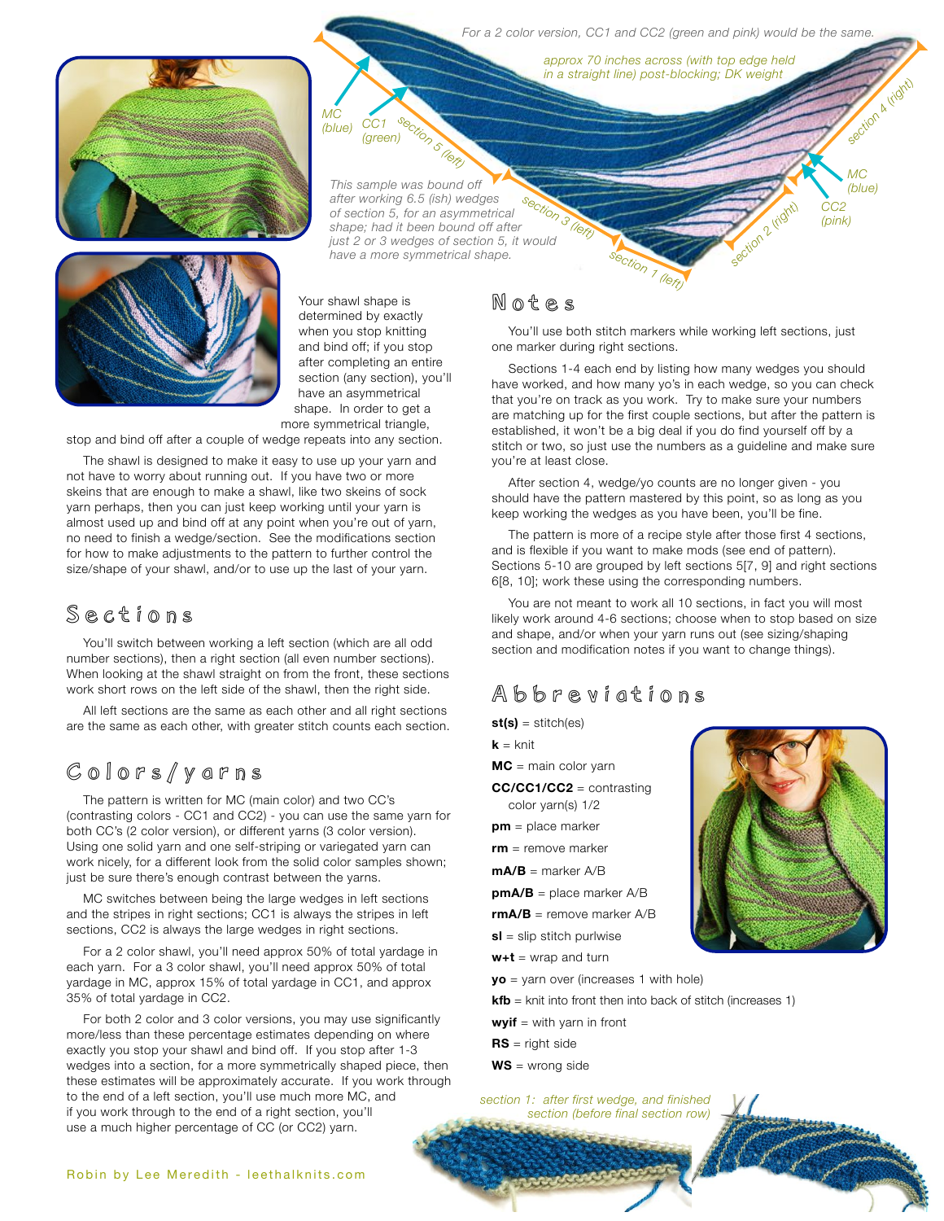For a 2 color version, CC1 and CC2 (green and pink) would be the same.

approx 70 inches across (with top edge held in a straight line) post-blocking; DK weight

MC (blue)

CC1 (green)

section 5 (left)

section 4 (right)

MC (blue)

CC2 (pink)

section 3 (left)

section 2 (right)

section 1 (left)

This sample was bound off after working 6.5 (ish) wedges of section 5, for an asymmetrical shape; had it been bound off after just 2 or 3 wedges of section 5, it would have a more symmetrical shape.

Your shawl shape is determined by exactly when you stop knitting and bind off; if you stop after completing an entire section (any section), you'll have an asymmetrical shape. In order to get a more symmetrical triangle, stop and bind off after a couple of wedge repeats into any section.

The shawl is designed to make it easy to use up your yarn and not have to worry about running out. If you have two or more skeins that are enough to make a shawl, like two skeins of sock yarn perhaps, then you can just keep working until your yarn is almost used up and bind off at any point when you're out of yarn, no need to finish a wedge/section. See the modifications section for how to make adjustments to the pattern to further control the size/shape of your shawl, and/or to use up the last of your yarn.

## Sections

You'll switch between working a left section (which are all odd number sections), then a right section (all even number sections). When looking at the shawl straight on from the front, these sections work short rows on the left side of the shawl, then the right side.

All left sections are the same as each other and all right sections are the same as each other, with greater stitch counts each section.

## Colors/yarns

The pattern is written for MC (main color) and two CC's (contrasting colors - CC1 and CC2) - you can use the same yarn for both CC's (2 color version), or different yarns (3 color version). Using one solid yarn and one self-striping or variegated yarn can work nicely, for a different look from the solid color samples shown; just be sure there's enough contrast between the yarns.

MC switches between being the large wedges in left sections and the stripes in right sections; CC1 is always the stripes in left sections, CC2 is always the large wedges in right sections.

For a 2 color shawl, you'll need approx 50% of total yardage in each yarn. For a 3 color shawl, you'll need approx 50% of total yardage in MC, approx 15% of total yardage in CC1, and approx 35% of total yardage in CC2.

For both 2 color and 3 color versions, you may use significantly more/less than these percentage estimates depending on where exactly you stop your shawl and bind off. If you stop after 1-3 wedges into a section, for a more symmetrically shaped piece, then these estimates will be approximately accurate. If you work through to the end of a left section, you'll use much more MC, and if you work through to the end of a right section, you'll use a much higher percentage of CC (or CC2) yarn.

## Notes

You'll use both stitch markers while working left sections, just one marker during right sections.

Sections 1-4 each end by listing how many wedges you should have worked, and how many yo's in each wedge, so you can check that you're on track as you work. Try to make sure your numbers are matching up for the first couple sections, but after the pattern is established, it won't be a big deal if you do find yourself off by a stitch or two, so just use the numbers as a guideline and make sure you're at least close.

After section 4, wedge/yo counts are no longer given - you should have the pattern mastered by this point, so as long as you keep working the wedges as you have been, you'll be fine.

The pattern is more of a recipe style after those first 4 sections, and is flexible if you want to make mods (see end of pattern). Sections 5-10 are grouped by left sections 5[7, 9] and right sections 6[8, 10]; work these using the corresponding numbers.

You are not meant to work all 10 sections, in fact you will most likely work around 4-6 sections; choose when to stop based on size and shape, and/or when your yarn runs out (see sizing/shaping section and modification notes if you want to change things).

## Abbreviations

**st(s)** = stitch(es)

**k** = knit

**MC** = main color yarn

**CC/CC1/CC2** = contrasting color yarn(s) 1/2

**pm** = place marker

**rm** = remove marker

**mA/B** = marker A/B

**pmA/B** = place marker A/B

**rmA/B** = remove marker A/B

**sl** = slip stitch purlwise

**w+t** = wrap and turn

**yo** = yarn over (increases 1 with hole)

**kfb** = knit into front then into back of stitch (increases 1)

**wyif** = with yarn in front

**RS** = right side

**WS** = wrong side

section 1: after first wedge, and finished section (before final section row)